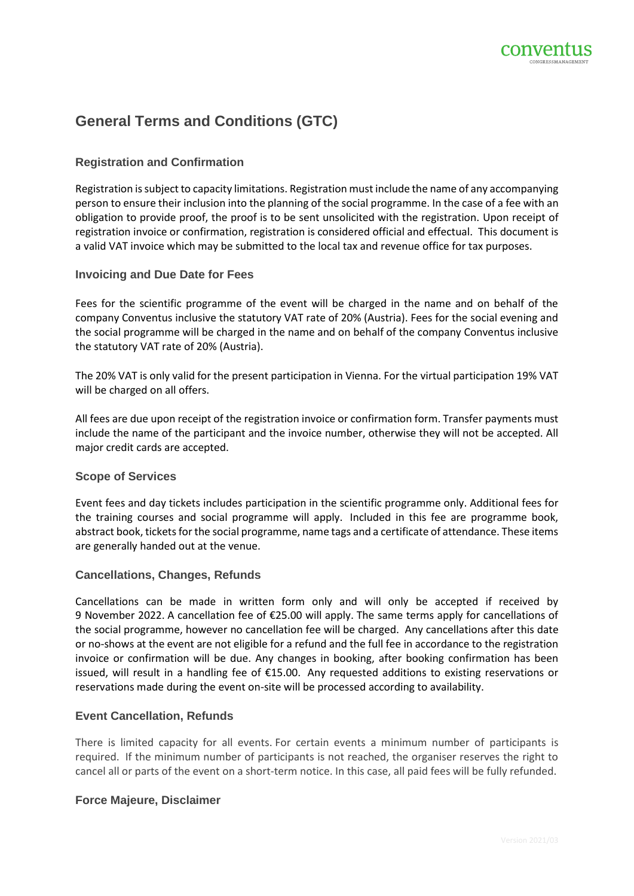# General Terms and Conditions (GTC)

## Registration and Confirmation

Registration is subject to capacity limitations. Registration must include the name of any accompanying person to ensure their inclusion into the planning of the social programme. In the case of a fee with an obligation to provide proof, the proof is to be sent unsolicited with the registration. Upon receipt of registration invoice or confirmation, registration is considered official and effectual. This document is a valid VAT invoice which may be submitted to the local tax and revenue office for tax purposes.

## Invoicing and Due Date for Fees

Fees for the scientific programme of the event will be charged in the name and on behalf of the company Conventus inclusive the statutory VAT rate of 20% (Austria). Fees for the social evening and the social programme will be charged in the name and on behalf of the company Conventus inclusive the statutory VAT rate of 20% (Austria).

The 20% VAT is only valid for the present participation in Vienna. For the virtual participation 19% VAT will be charged on all offers.

All fees are due upon receipt of the registration invoice or confirmation form. Transfer payments must include the name of the participant and the invoice number, otherwise they will not be accepted. All major credit cards are accepted.

## Scope of Services

Event fees and day tickets includes participation in the scientific programme only. Additional fees for the training courses and social programme will apply. Included in this fee are programme book, abstract book, tickets for the social programme, name tags and a certificate of attendance. These items are generally handed out at the venue.

## Cancellations, Changes, Refunds

Cancellations can be made in written form only and will only be accepted if received by 9 November 2022. A cancellation fee of €25.00 will apply. The same terms apply for cancellations of the social programme, however no cancellation fee will be charged. Any cancellations after this date or no-shows at the event are not eligible for a refund and the full fee in accordance to the registration invoice or confirmation will be due. Any changes in booking, after booking confirmation has been issued, will result in a handling fee of €15.00. Any requested additions to existing reservations or reservations made during the event on-site will be processed according to availability.

## Event Cancellation, Refunds

There is limited capacity for all events. For certain events a minimum number of participants is required. If the minimum number of participants is not reached, the organiser reserves the right to cancel all or parts of the event on a short-term notice. In this case, all paid fees will be fully refunded.

## Force Majeure, Disclaimer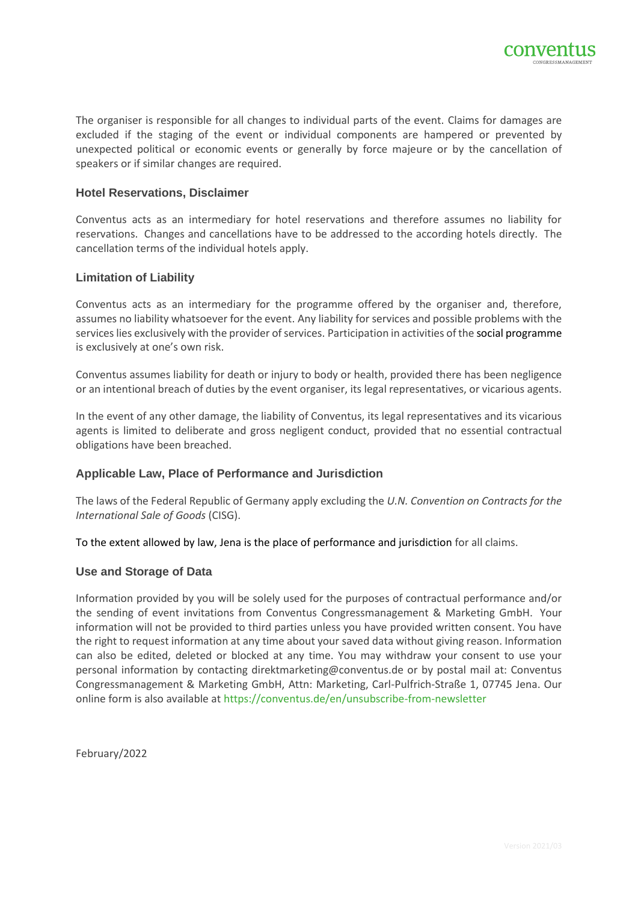The organiser is responsible for all changes to individual parts of the event. Claims for damages are excluded if the staging of the event or individual components are hampered or prevented by unexpected political or economic events or generally by force majeure or by the cancellation of speakers or if similar changes are required.

### Hotel Reservations, Disclaimer

Conventus acts as an intermediary for hotel reservations and therefore assumes no liability for reservations. Changes and cancellations have to be addressed to the according hotels directly. The cancellation terms of the individual hotels apply.

### Limitation of Liability

Conventus acts as an intermediary for the programme offered by the organiser and, therefore, assumes no liability whatsoever for the event. Any liability for services and possible problems with the services lies exclusively with the provider of services. Participation in activities of the social programme is exclusively at one's own risk.

Conventus assumes liability for death or injury to body or health, provided there has been negligence or an intentional breach of duties by the event organiser, its legal representatives, or vicarious agents.

In the event of any other damage, the liability of Conventus, its legal representatives and its vicarious agents is limited to deliberate and gross negligent conduct, provided that no essential contractual obligations have been breached.

### Applicable Law, Place of Performance and Jurisdiction

The laws of the Federal Republic of Germany apply excluding the *U.N. Convention on Contracts for the International Sale of Goods* (CISG).

To the extent allowed by law, Jena is the place of performance and jurisdiction for all claims.

### Use and Storage of Data

Information provided by you will be solely used for the purposes of contractual performance and/or the sending of event invitations from Conventus Congressmanagement & Marketing GmbH. Your information will not be provided to third parties unless you have provided written consent. You have the right to request information at any time about your saved data without giving reason. Information can also be edited, deleted or blocked at any time. You may withdraw your consent to use your personal information by contacting direktmarketing@conventus.de or by postal mail at: Conventus Congressmanagement & Marketing GmbH, Attn: Marketing, Carl-Pulfrich-Straße 1, 07745 Jena. Our online form is also available at https://conventus.de/en/unsubscribe-from-newsletter

February/2022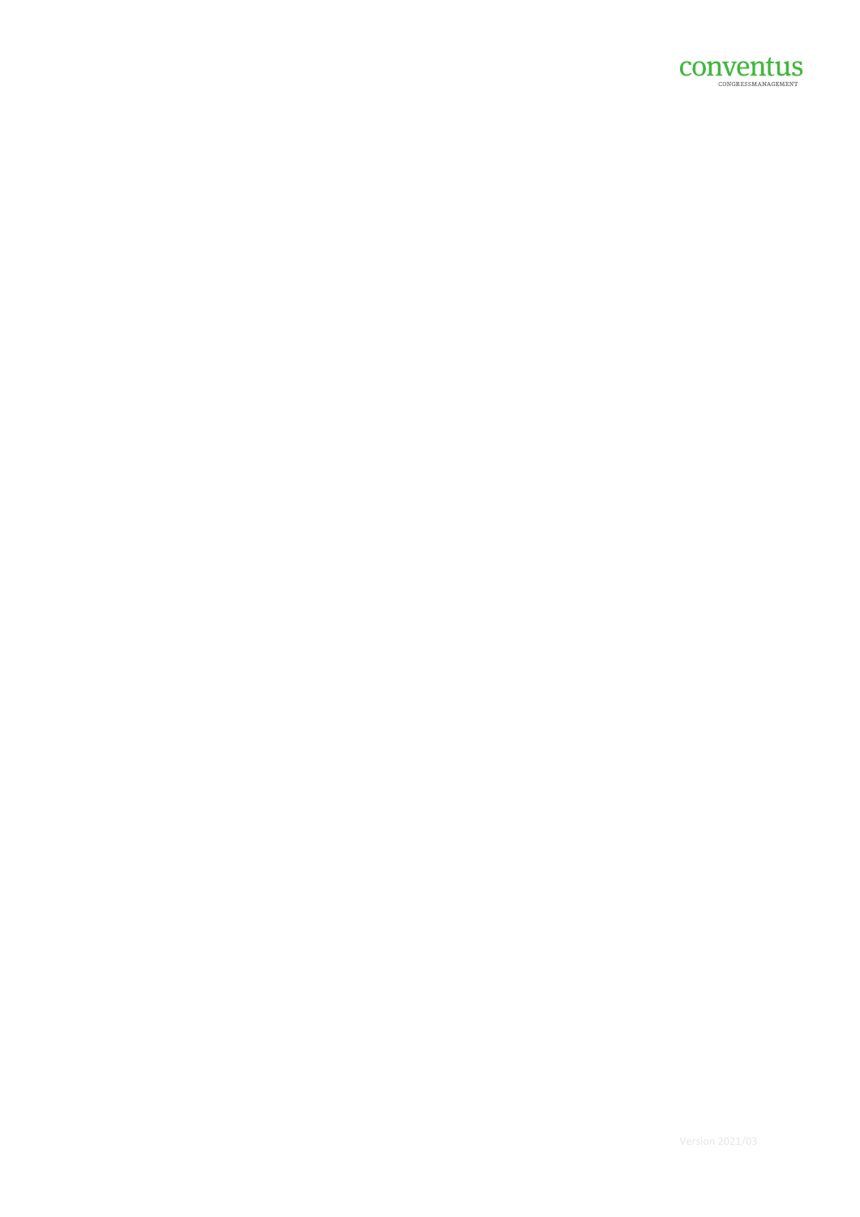Version 2021/03